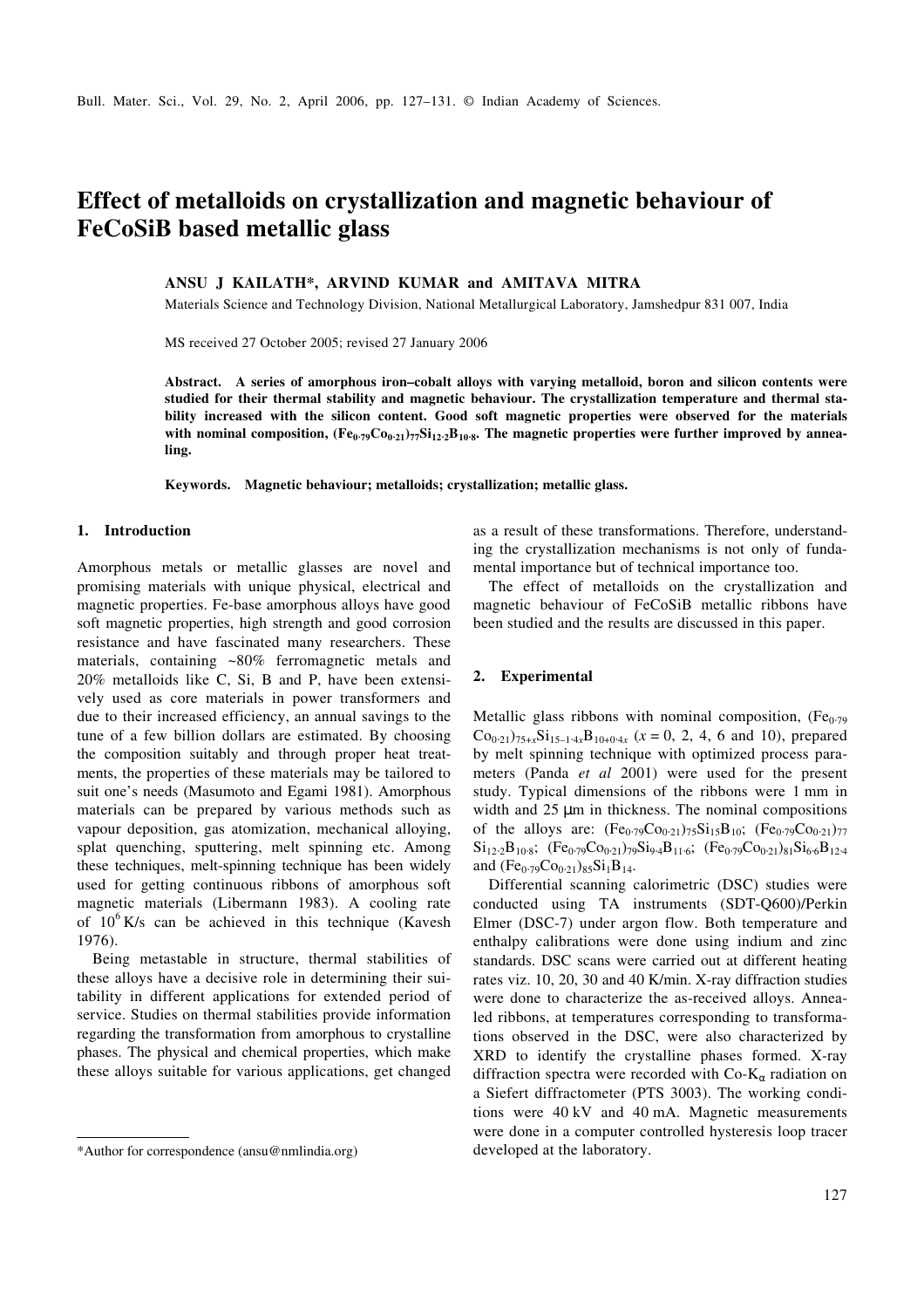# Effect of metalloids on crystallization and magnetic behaviour of FeCoSiB based metallic glass

**ANSU J KAILATH\*, ARVIND KUMAR and AMITAVA MITRA**

Materials Science and Technology Division, National Metallurgical Laboratory, Jamshedpur 831 007, India

MS received 27 October 2005; revised 27 January 2006

**Abstract. A series of amorphous iron–cobalt alloys with varying metalloid, boron and silicon contents were studied for their thermal stability and magnetic behaviour. The crystallization temperature and thermal stability increased with the silicon content. Good soft magnetic properties were observed for the materials with nominal composition, $(Fe_{0·79}Co_{0·21})_{77}Si_{12·2}B_{10·8}$. The magnetic properties were further improved by annealing.**

**Keywords. Magnetic behaviour; metalloids; crystallization; metallic glass.**

## 1. Introduction

Amorphous metals or metallic glasses are novel and promising materials with unique physical, electrical and magnetic properties. Fe-base amorphous alloys have good soft magnetic properties, high strength and good corrosion resistance and have fascinated many researchers. These materials, containing ~80% ferromagnetic metals and 20% metalloids like C, Si, B and P, have been extensively used as core materials in power transformers and due to their increased efficiency, an annual savings to the tune of a few billion dollars are estimated. By choosing the composition suitably and through proper heat treatments, the properties of these materials may be tailored to suit one's needs (Masumoto and Egami 1981). Amorphous materials can be prepared by various methods such as vapour deposition, gas atomization, mechanical alloying, splat quenching, sputtering, melt spinning etc. Among these techniques, melt-spinning technique has been widely used for getting continuous ribbons of amorphous soft magnetic materials (Libermann 1983). A cooling rate of $10^6$ K/s can be achieved in this technique (Kavesh 1976).

Being metastable in structure, thermal stabilities of these alloys have a decisive role in determining their suitability in different applications for extended period of service. Studies on thermal stabilities provide information regarding the transformation from amorphous to crystalline phases. The physical and chemical properties, which make these alloys suitable for various applications, get changed as a result of these transformations. Therefore, understanding the crystallization mechanisms is not only of fundamental importance but of technical importance too.

The effect of metalloids on the crystallization and magnetic behaviour of FeCoSiB metallic ribbons have been studied and the results are discussed in this paper.

## 2. Experimental

Metallic glass ribbons with nominal composition, $(Fe_{0·79}Co_{0·21})_{75+x}Si_{15-1·4x}B_{10+0·4x}$ ($x$ = 0, 2, 4, 6 and 10), prepared by melt spinning technique with optimized process parameters (Panda *et al* 2001) were used for the present study. Typical dimensions of the ribbons were 1 mm in width and 25 μm in thickness. The nominal compositions of the alloys are: $(Fe_{0·79}Co_{0·21})_{75}Si_{15}B_{10}$; $(Fe_{0·79}Co_{0·21})_{77}Si_{12·2}B_{10·8}$; $(Fe_{0·79}Co_{0·21})_{79}Si_{9·4}B_{11·6}$; $(Fe_{0·79}Co_{0·21})_{81}Si_{6·6}B_{12·4}$ and $(Fe_{0·79}Co_{0·21})_{85}Si_{1}B_{14}$.

Differential scanning calorimetric (DSC) studies were conducted using TA instruments (SDT-Q600)/Perkin Elmer (DSC-7) under argon flow. Both temperature and enthalpy calibrations were done using indium and zinc standards. DSC scans were carried out at different heating rates viz. 10, 20, 30 and 40 K/min. X-ray diffraction studies were done to characterize the as-received alloys. Annealed ribbons, at temperatures corresponding to transformations observed in the DSC, were also characterized by XRD to identify the crystalline phases formed. X-ray diffraction spectra were recorded with Co-$K_\alpha$ radiation on a Siefert diffractometer (PTS 3003). The working conditions were 40 kV and 40 mA. Magnetic measurements were done in a computer controlled hysteresis loop tracer developed at the laboratory.

\*Author for correspondence (ansu@nmlindia.org)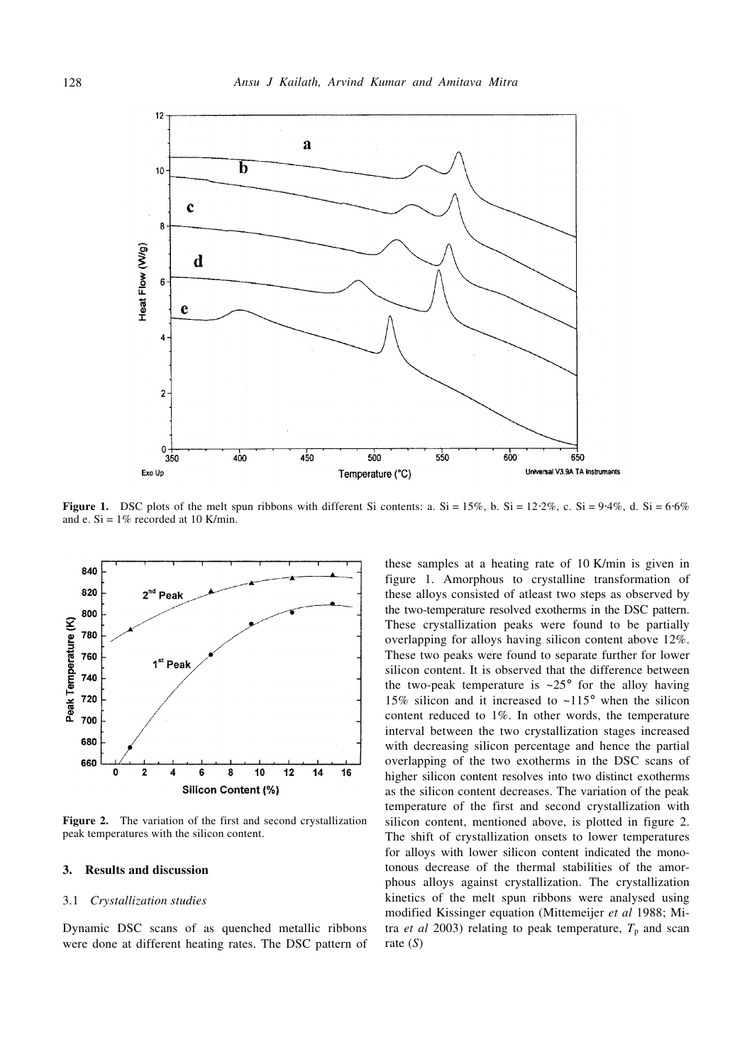**Figure 1.** DSC plots of the melt spun ribbons with different Si contents: a. Si = 15%, b. Si = 12·2%, c. Si = 9·4%, d. Si = 6·6% and e. Si = 1% recorded at 10 K/min.

**Figure 2.** The variation of the first and second crystallization peak temperatures with the silicon content.

## 3. Results and discussion

### 3.1 *Crystallization studies*

Dynamic DSC scans of as quenched metallic ribbons were done at different heating rates. The DSC pattern of these samples at a heating rate of 10 K/min is given in figure 1. Amorphous to crystalline transformation of these alloys consisted of atleast two steps as observed by the two-temperature resolved exotherms in the DSC pattern. These crystallization peaks were found to be partially overlapping for alloys having silicon content above 12%. These two peaks were found to separate further for lower silicon content. It is observed that the difference between the two-peak temperature is ~25° for the alloy having 15% silicon and it increased to ~115° when the silicon content reduced to 1%. In other words, the temperature interval between the two crystallization stages increased with decreasing silicon percentage and hence the partial overlapping of the two exotherms in the DSC scans of higher silicon content resolves into two distinct exotherms as the silicon content decreases. The variation of the peak temperature of the first and second crystallization with silicon content, mentioned above, is plotted in figure 2. The shift of crystallization onsets to lower temperatures for alloys with lower silicon content indicated the monotonous decrease of the thermal stabilities of the amorphous alloys against crystallization. The crystallization kinetics of the melt spun ribbons were analysed using modified Kissinger equation (Mittemeijer *et al* 1988; Mitra *et al* 2003) relating to peak temperature, $T_p$ and scan rate ($S$)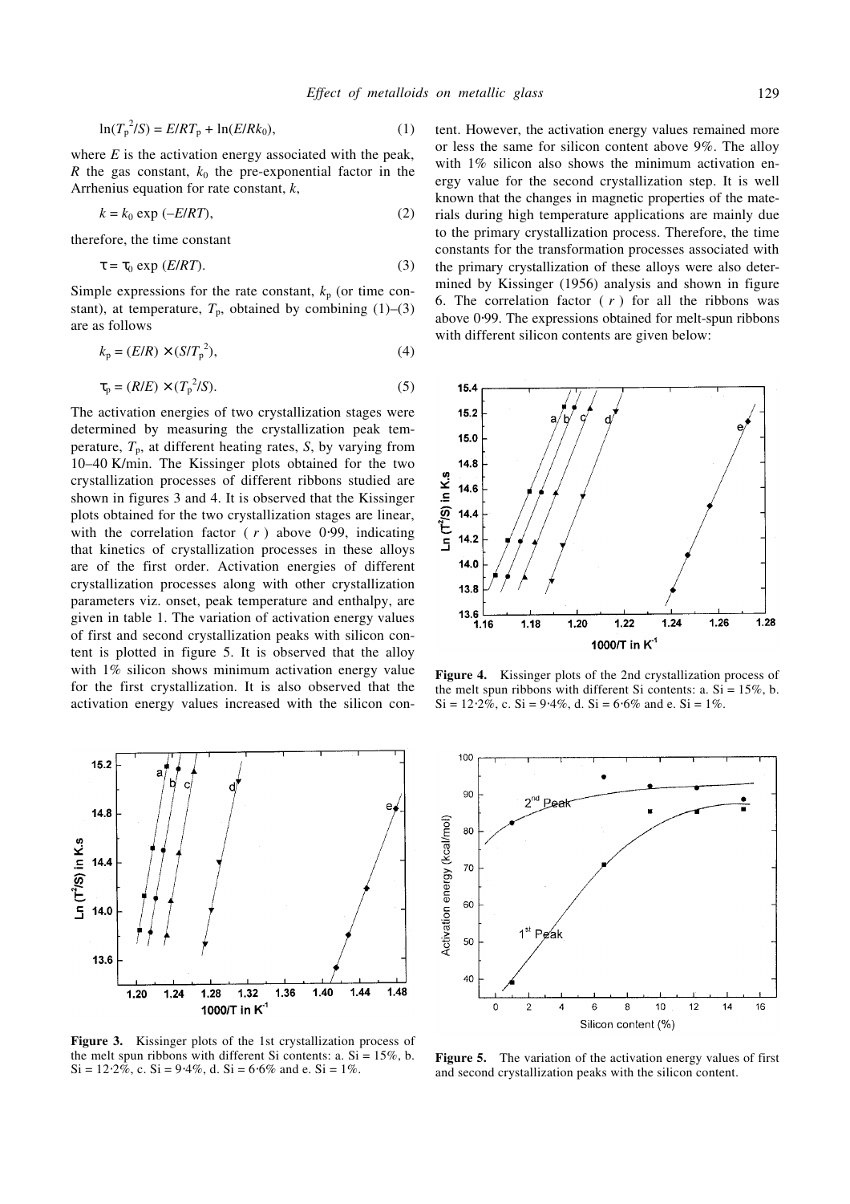$$\ln(T_p^2/S) = E/RT_p + \ln(E/Rk_0), \quad (1)$$

where $E$ is the activation energy associated with the peak, $R$ the gas constant, $k_0$ the pre-exponential factor in the Arrhenius equation for rate constant, $k$,

$$k = k_0 \exp(-E/RT), \quad (2)$$

therefore, the time constant

$$\tau = \tau_0 \exp(E/RT). \quad (3)$$

Simple expressions for the rate constant, $k_p$ (or time constant), at temperature, $T_p$, obtained by combining (1)–(3) are as follows

$$k_p = (E/R) \times (S/T_p^2), \quad (4)$$

$$\tau_p = (R/E) \times (T_p^2/S). \quad (5)$$

The activation energies of two crystallization stages were determined by measuring the crystallization peak temperature, $T_p$, at different heating rates, $S$, by varying from 10–40 K/min. The Kissinger plots obtained for the two crystallization processes of different ribbons studied are shown in figures 3 and 4. It is observed that the Kissinger plots obtained for the two crystallization stages are linear, with the correlation factor ( $r$ ) above 0·99, indicating that kinetics of crystallization processes in these alloys are of the first order. Activation energies of different crystallization processes along with other crystallization parameters viz. onset, peak temperature and enthalpy, are given in table 1. The variation of activation energy values of first and second crystallization peaks with silicon content is plotted in figure 5. It is observed that the alloy with 1% silicon shows minimum activation energy value for the first crystallization. It is also observed that the activation energy values increased with the silicon content. However, the activation energy values remained more or less the same for silicon content above 9%. The alloy with 1% silicon also shows the minimum activation energy value for the second crystallization step. It is well known that the changes in magnetic properties of the materials during high temperature applications are mainly due to the primary crystallization process. Therefore, the time constants for the transformation processes associated with the primary crystallization of these alloys were also determined by Kissinger (1956) analysis and shown in figure 6. The correlation factor ( $r$ ) for all the ribbons was above 0·99. The expressions obtained for melt-spun ribbons with different silicon contents are given below:

**Figure 4.** Kissinger plots of the 2nd crystallization process of the melt spun ribbons with different Si contents: a. Si = 15%, b. Si = 12·2%, c. Si = 9·4%, d. Si = 6·6% and e. Si = 1%.

**Figure 3.** Kissinger plots of the 1st crystallization process of the melt spun ribbons with different Si contents: a. Si = 15%, b. Si = 12·2%, c. Si = 9·4%, d. Si = 6·6% and e. Si = 1%.

**Figure 5.** The variation of the activation energy values of first and second crystallization peaks with the silicon content.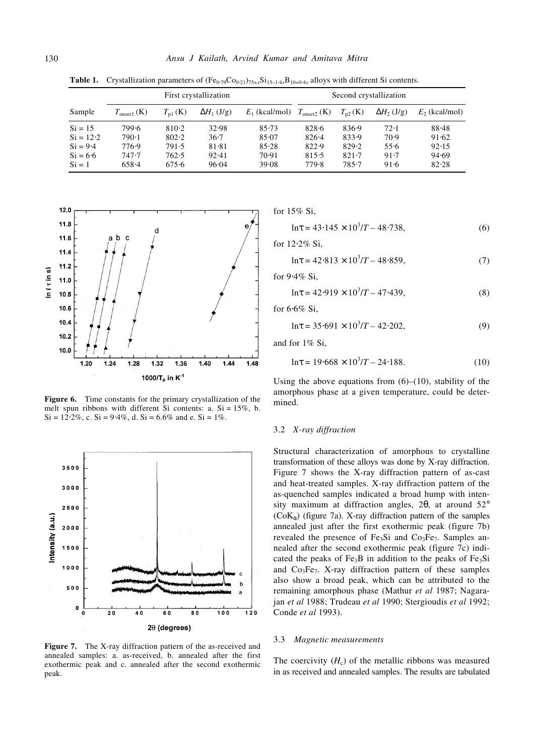**Table 1.** Crystallization parameters of $(Fe_{0·79}Co_{0·21})_{75+x}Si_{15-1·4x}B_{10+0·4x}$ alloys with different Si contents.

| | First crystallization | | | | Second crystallization | | | |
|---|---|---|---|---|---|---|---|---|
| Sample | $T_{onset1}$ (K) | $T_{p1}$ (K) | $\Delta H_1$ (J/g) | $E_1$ (kcal/mol) | $T_{onset2}$ (K) | $T_{p2}$ (K) | $\Delta H_2$ (J/g) | $E_2$ (kcal/mol) |
| Si = 15 | 799·6 | 810·2 | 32·98 | 85·73 | 828·6 | 836·9 | 72·1 | 88·48 |
| Si = 12·2 | 790·1 | 802·2 | 36·7 | 85·07 | 826·4 | 833·9 | 70·9 | 91·62 |
| Si = 9·4 | 776·9 | 791·5 | 81·81 | 85·28 | 822·9 | 829·2 | 55·6 | 92·15 |
| Si = 6·6 | 747·7 | 762·5 | 92·41 | 70·91 | 815·5 | 821·7 | 91·7 | 94·69 |
| Si = 1 | 658·4 | 675·6 | 96·04 | 39·08 | 779·8 | 785·7 | 91·6 | 82·28 |

**Figure 6.** Time constants for the primary crystallization of the melt spun ribbons with different Si contents: a. Si = 15%, b. Si = 12·2%, c. Si = 9·4%, d. Si = 6.6% and e. Si = 1%.

**Figure 7.** The X-ray diffraction pattern of the as-received and annealed samples: a. as-received, b. annealed after the first exothermic peak and c. annealed after the second exothermic peak.

for 15% Si,

$$\ln\tau = 43{\cdot}145 \times 10^3/T - 48{\cdot}738, \tag{6}$$

for 12·2% Si,

$$\ln\tau = 42{\cdot}813 \times 10^3/T - 48{\cdot}859, \tag{7}$$

for 9·4% Si,

$$\ln\tau = 42{\cdot}919 \times 10^3/T - 47{\cdot}439, \tag{8}$$

for 6·6% Si,

$$\ln\tau = 35{\cdot}691 \times 10^3/T - 42{\cdot}202, \tag{9}$$

and for 1% Si,

$$\ln\tau = 19{\cdot}668 \times 10^3/T - 24{\cdot}188. \tag{10}$$

Using the above equations from (6)–(10), stability of the amorphous phase at a given temperature, could be determined.

### 3.2 *X-ray diffraction*

Structural characterization of amorphous to crystalline transformation of these alloys was done by X-ray diffraction. Figure 7 shows the X-ray diffraction pattern of as-cast and heat-treated samples. X-ray diffraction pattern of the as-quenched samples indicated a broad hump with intensity maximum at diffraction angles, $2\theta$, at around 52° ($CoK_\alpha$) (figure 7a). X-ray diffraction pattern of the samples annealed just after the first exothermic peak (figure 7b) revealed the presence of $Fe_3Si$ and $Co_3Fe_7$. Samples annealed after the second exothermic peak (figure 7c) indicated the peaks of $Fe_3B$ in addition to the peaks of $Fe_3Si$ and $Co_3Fe_7$. X-ray diffraction pattern of these samples also show a broad peak, which can be attributed to the remaining amorphous phase (Mathur *et al* 1987; Nagarajan *et al* 1988; Trudeau *et al* 1990; Stergioudis *et al* 1992; Conde *et al* 1993).

### 3.3 *Magnetic measurements*

The coercivity ($H_c$) of the metallic ribbons was measured in as received and annealed samples. The results are tabulated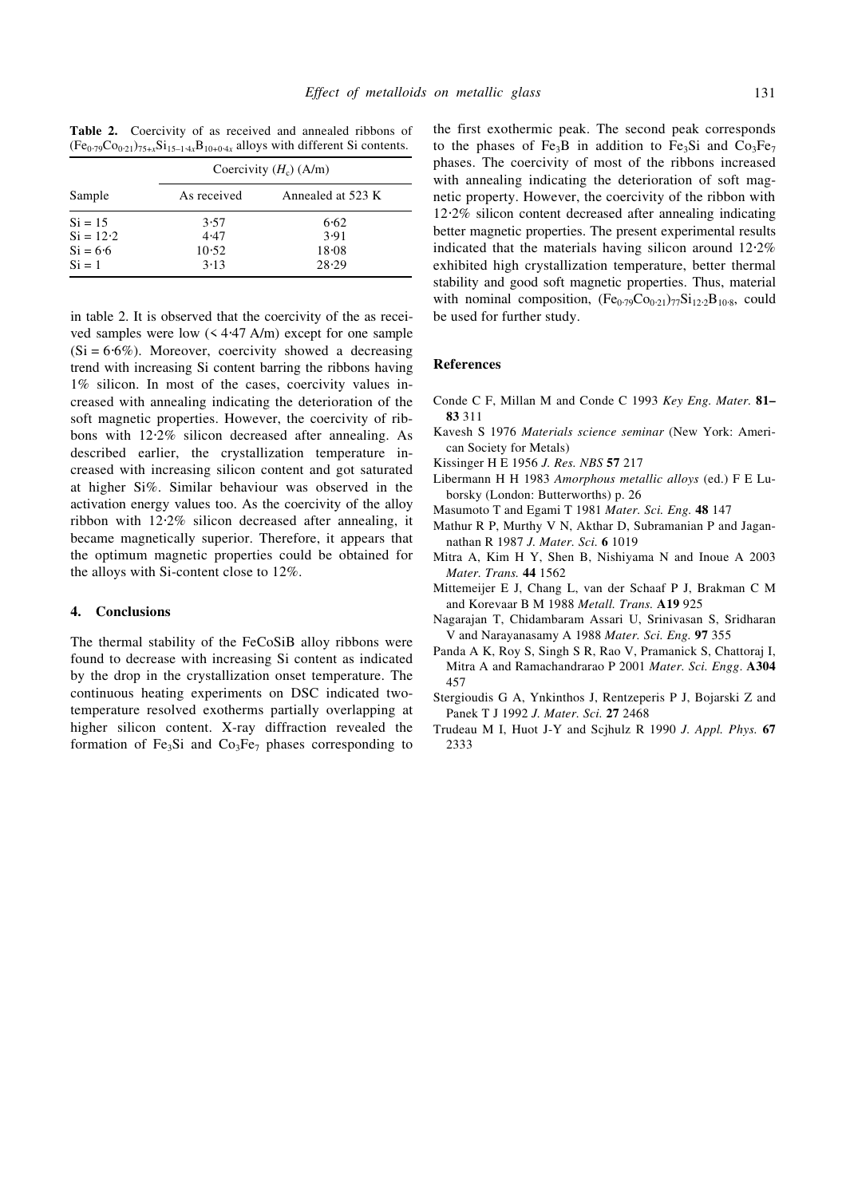**Table 2.** Coercivity of as received and annealed ribbons of $(Fe_{0·79}Co_{0·21})_{75+x}Si_{15-1·4x}B_{10+0·4x}$ alloys with different Si contents.

| Sample | Coercivity ($H_c$) (A/m) | |
|---|---|---|
| | As received | Annealed at 523 K |
| Si = 15 | 3·57 | 6·62 |
| Si = 12·2 | 4·47 | 3·91 |
| Si = 6·6 | 10·52 | 18·08 |
| Si = 1 | 3·13 | 28·29 |

in table 2. It is observed that the coercivity of the as received samples were low (< 4·47 A/m) except for one sample (Si = 6·6%). Moreover, coercivity showed a decreasing trend with increasing Si content barring the ribbons having 1% silicon. In most of the cases, coercivity values increased with annealing indicating the deterioration of the soft magnetic properties. However, the coercivity of ribbons with 12·2% silicon decreased after annealing. As described earlier, the crystallization temperature increased with increasing silicon content and got saturated at higher Si%. Similar behaviour was observed in the activation energy values too. As the coercivity of the alloy ribbon with 12·2% silicon decreased after annealing, it became magnetically superior. Therefore, it appears that the optimum magnetic properties could be obtained for the alloys with Si-content close to 12%.

## 4. Conclusions

The thermal stability of the FeCoSiB alloy ribbons were found to decrease with increasing Si content as indicated by the drop in the crystallization onset temperature. The continuous heating experiments on DSC indicated two-temperature resolved exotherms partially overlapping at higher silicon content. X-ray diffraction revealed the formation of $Fe_3Si$ and $Co_3Fe_7$ phases corresponding to the first exothermic peak. The second peak corresponds to the phases of $Fe_3B$ in addition to $Fe_3Si$ and $Co_3Fe_7$ phases. The coercivity of most of the ribbons increased with annealing indicating the deterioration of soft magnetic property. However, the coercivity of the ribbon with 12·2% silicon content decreased after annealing indicating better magnetic properties. The present experimental results indicated that the materials having silicon around 12·2% exhibited high crystallization temperature, better thermal stability and good soft magnetic properties. Thus, material with nominal composition, $(Fe_{0·79}Co_{0·21})_{77}Si_{12·2}B_{10·8}$, could be used for further study.

## References

Conde C F, Millan M and Conde C 1993 *Key Eng. Mater.* **81–83** 311

Kavesh S 1976 *Materials science seminar* (New York: American Society for Metals)

Kissinger H E 1956 *J. Res. NBS* **57** 217

Libermann H H 1983 *Amorphous metallic alloys* (ed.) F E Luborsky (London: Butterworths) p. 26

Masumoto T and Egami T 1981 *Mater. Sci. Eng.* **48** 147

Mathur R P, Murthy V N, Akthar D, Subramanian P and Jagannathan R 1987 *J. Mater. Sci.* **6** 1019

Mitra A, Kim H Y, Shen B, Nishiyama N and Inoue A 2003 *Mater. Trans.* **44** 1562

Mittemeijer E J, Chang L, van der Schaaf P J, Brakman C M and Korevaar B M 1988 *Metall. Trans.* **A19** 925

Nagarajan T, Chidambaram Assari U, Srinivasan S, Sridharan V and Narayanasamy A 1988 *Mater. Sci. Eng.* **97** 355

Panda A K, Roy S, Singh S R, Rao V, Pramanick S, Chattoraj I, Mitra A and Ramachandrarao P 2001 *Mater. Sci. Engg.* **A304** 457

Stergioudis G A, Ynkinthos J, Rentzeperis P J, Bojarski Z and Panek T J 1992 *J. Mater. Sci.* **27** 2468

Trudeau M I, Huot J-Y and Scjhulz R 1990 *J. Appl. Phys.* **67** 2333